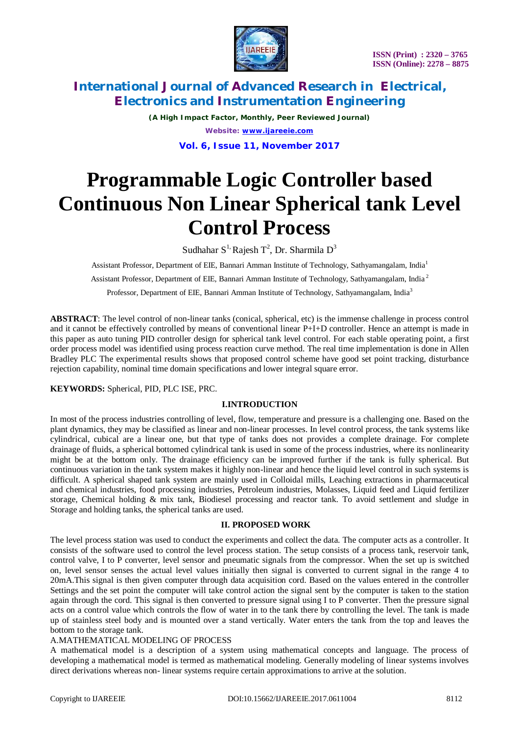# Programmable Logic Controller based Continuous Non Linear Spherical tank Level Control Process

Sudhahar S[1], Rajesh T[2], Dr. Sharmila D[3]

Assistant Professor, Department of EIE, Bannari Amman Institute of Technology, Sathyamangalam, India[1]

Assistant Professor, Department of EIE, Bannari Amman Institute of Technology, Sathyamangalam, India[2]

Professor, Department of EIE, Bannari Amman Institute of Technology, Sathyamangalam, India[3]

**ABSTRACT**: The level control of non-linear tanks (conical, spherical, etc) is the immense challenge in process control and it cannot be effectively controlled by means of conventional linear P+I+D controller. Hence an attempt is made in this paper as auto tuning PID controller design for spherical tank level control. For each stable operating point, a first order process model was identified using process reaction curve method. The real time implementation is done in Allen Bradley PLC The experimental results shows that proposed control scheme have good set point tracking, disturbance rejection capability, nominal time domain specifications and lower integral square error.

**KEYWORDS:** Spherical, PID, PLC ISE, PRC.

## I.INTRODUCTION

In most of the process industries controlling of level, flow, temperature and pressure is a challenging one. Based on the plant dynamics, they may be classified as linear and non-linear processes. In level control process, the tank systems like cylindrical, cubical are a linear one, but that type of tanks does not provides a complete drainage. For complete drainage of fluids, a spherical bottomed cylindrical tank is used in some of the process industries, where its nonlinearity might be at the bottom only. The drainage efficiency can be improved further if the tank is fully spherical. But continuous variation in the tank system makes it highly non-linear and hence the liquid level control in such systems is difficult. A spherical shaped tank system are mainly used in Colloidal mills, Leaching extractions in pharmaceutical and chemical industries, food processing industries, Petroleum industries, Molasses, Liquid feed and Liquid fertilizer storage, Chemical holding & mix tank, Biodiesel processing and reactor tank. To avoid settlement and sludge in Storage and holding tanks, the spherical tanks are used.

## II. PROPOSED WORK

The level process station was used to conduct the experiments and collect the data. The computer acts as a controller. It consists of the software used to control the level process station. The setup consists of a process tank, reservoir tank, control valve, I to P converter, level sensor and pneumatic signals from the compressor. When the set up is switched on, level sensor senses the actual level values initially then signal is converted to current signal in the range 4 to 20mA.This signal is then given computer through data acquisition cord. Based on the values entered in the controller Settings and the set point the computer will take control action the signal sent by the computer is taken to the station again through the cord. This signal is then converted to pressure signal using I to P converter. Then the pressure signal acts on a control value which controls the flow of water in to the tank there by controlling the level. The tank is made up of stainless steel body and is mounted over a stand vertically. Water enters the tank from the top and leaves the bottom to the storage tank.

### A.MATHEMATICAL MODELING OF PROCESS

A mathematical model is a description of a system using mathematical concepts and language. The process of developing a mathematical model is termed as mathematical modeling. Generally modeling of linear systems involves direct derivations whereas non- linear systems require certain approximations to arrive at the solution.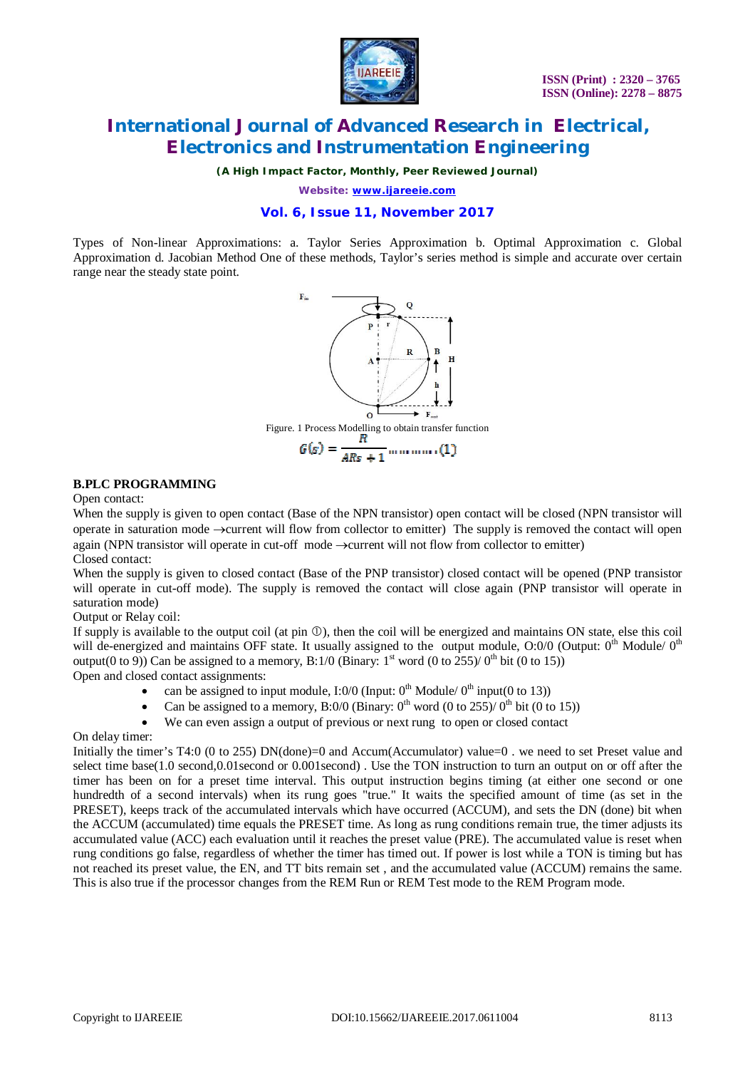Types of Non-linear Approximations: a. Taylor Series Approximation b. Optimal Approximation c. Global Approximation d. Jacobian Method One of these methods, Taylor's series method is simple and accurate over certain range near the steady state point.

Figure. 1 Process Modelling to obtain transfer function

$$G(s) = \frac{R}{ARs + 1} \quad \ldots\ldots\ldots(1)$$

### B.PLC PROGRAMMING

Open contact:

When the supply is given to open contact (Base of the NPN transistor) open contact will be closed (NPN transistor will operate in saturation mode →current will flow from collector to emitter) The supply is removed the contact will open again (NPN transistor will operate in cut-off mode →current will not flow from collector to emitter)

Closed contact:

When the supply is given to closed contact (Base of the PNP transistor) closed contact will be opened (PNP transistor will operate in cut-off mode). The supply is removed the contact will close again (PNP transistor will operate in saturation mode)

Output or Relay coil:

If supply is available to the output coil (at pin ①), then the coil will be energized and maintains ON state, else this coil will de-energized and maintains OFF state. It usually assigned to the output module, O:0/0 (Output: $0^{th}$ Module/ $0^{th}$ output(0 to 9)) Can be assigned to a memory, B:1/0 (Binary: $1^{st}$ word (0 to 255)/ $0^{th}$ bit (0 to 15))

Open and closed contact assignments:

- can be assigned to input module, I:0/0 (Input: $0^{th}$ Module/ $0^{th}$ input(0 to 13))
- Can be assigned to a memory, B:0/0 (Binary: $0^{th}$ word (0 to 255)/ $0^{th}$ bit (0 to 15))
- We can even assign a output of previous or next rung to open or closed contact

On delay timer:

Initially the timer's T4:0 (0 to 255) DN(done)=0 and Accum(Accumulator) value=0 . we need to set Preset value and select time base(1.0 second,0.01second or 0.001second) . Use the TON instruction to turn an output on or off after the timer has been on for a preset time interval. This output instruction begins timing (at either one second or one hundredth of a second intervals) when its rung goes "true." It waits the specified amount of time (as set in the PRESET), keeps track of the accumulated intervals which have occurred (ACCUM), and sets the DN (done) bit when the ACCUM (accumulated) time equals the PRESET time. As long as rung conditions remain true, the timer adjusts its accumulated value (ACC) each evaluation until it reaches the preset value (PRE). The accumulated value is reset when rung conditions go false, regardless of whether the timer has timed out. If power is lost while a TON is timing but has not reached its preset value, the EN, and TT bits remain set , and the accumulated value (ACCUM) remains the same. This is also true if the processor changes from the REM Run or REM Test mode to the REM Program mode.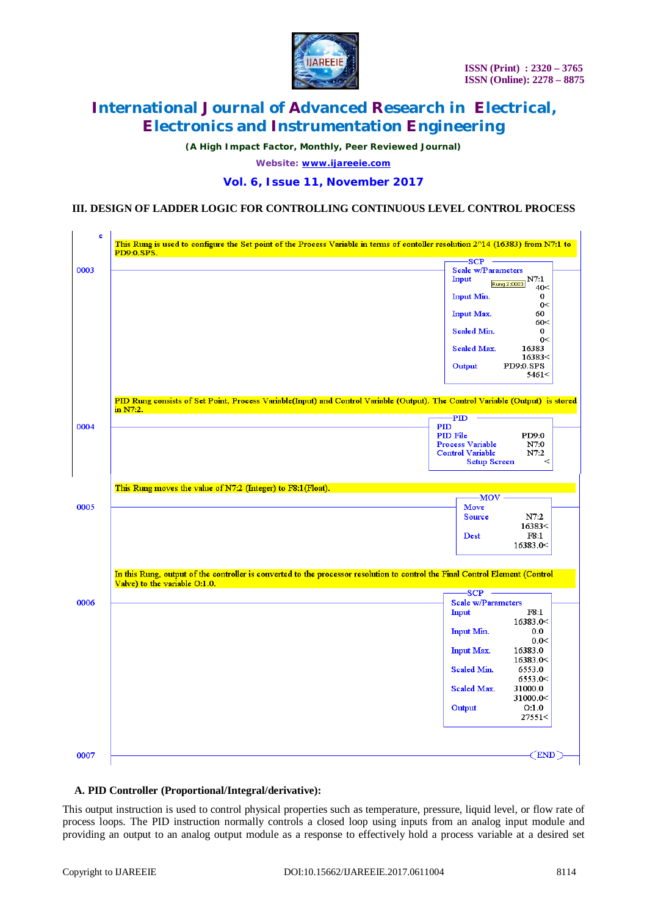### III. DESIGN OF LADDER LOGIC FOR CONTROLLING CONTINUOUS LEVEL CONTROL PROCESS

```
This Rung is used to configure the Set point of the Process Variable in terms of contoller resolution 2^14 (16383) from N7:1 to PD9:0.SPS.

0003                                                    SCP
                                                  Scale w/Parameters
                                                  Input              N7:1
                                                                      40<
                                                  Input Min.            0
                                                                       0<
                                                  Input Max.           60
                                                                      60<
                                                  Scaled Min.           0
                                                                       0<
                                                  Scaled Max.       16383
                                                                   16383<
                                                  Output         PD9:0.SPS
                                                                    5461<

PID Rung consists of Set Point, Process Variable(Input) and Control Variable (Output). The Control Variable (Output) is stored in N7:2.

0004                                                    PID
                                                  PID
                                                  PID File            PD9:0
                                                  Process Variable     N7:0
                                                  Control Variable     N7:2
                                                        Setup Screen      <

This Rung moves the value of N7:2 (Integer) to F8:1(Float).

0005                                                    MOV
                                                  Move
                                                  Source               N7:2
                                                                     16383<
                                                  Dest                 F8:1
                                                                   16383.0<

In this Rung, output of the controller is converted to the processor resolution to control the Final Control Element (Control Valve) to the variable O:1.0.

0006                                                    SCP
                                                  Scale w/Parameters
                                                  Input                F8:1
                                                                   16383.0<
                                                  Input Min.            0.0
                                                                       0.0<
                                                  Input Max.        16383.0
                                                                   16383.0<
                                                  Scaled Min.        6553.0
                                                                    6553.0<
                                                  Scaled Max.       31000.0
                                                                   31000.0<
                                                  Output              O:1.0
                                                                     27551<

0007                                                                 (END)
```

#### A. PID Controller (Proportional/Integral/derivative):

This output instruction is used to control physical properties such as temperature, pressure, liquid level, or flow rate of process loops. The PID instruction normally controls a closed loop using inputs from an analog input module and providing an output to an analog output module as a response to effectively hold a process variable at a desired set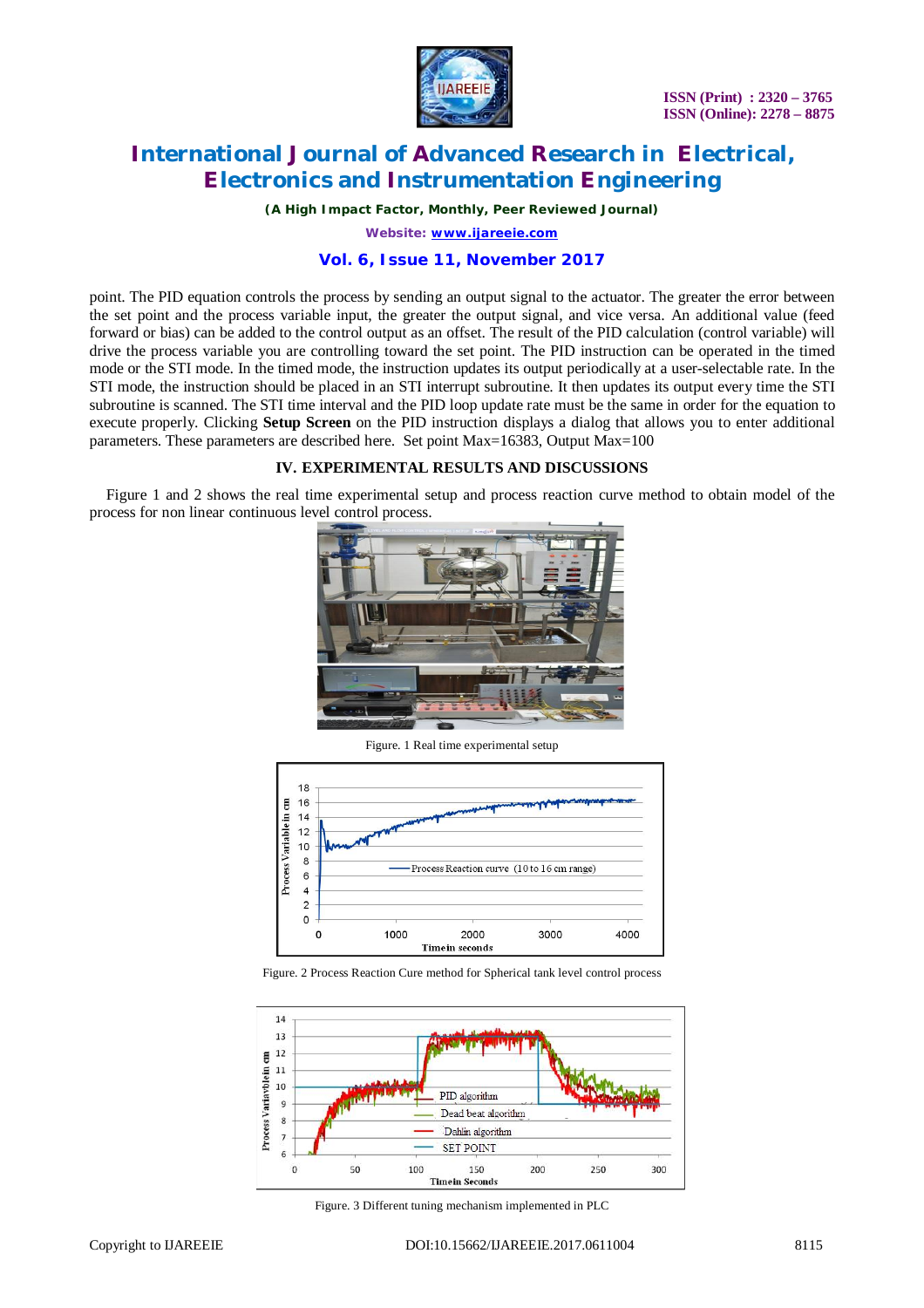point. The PID equation controls the process by sending an output signal to the actuator. The greater the error between the set point and the process variable input, the greater the output signal, and vice versa. An additional value (feed forward or bias) can be added to the control output as an offset. The result of the PID calculation (control variable) will drive the process variable you are controlling toward the set point. The PID instruction can be operated in the timed mode or the STI mode. In the timed mode, the instruction updates its output periodically at a user-selectable rate. In the STI mode, the instruction should be placed in an STI interrupt subroutine. It then updates its output every time the STI subroutine is scanned. The STI time interval and the PID loop update rate must be the same in order for the equation to execute properly. Clicking **Setup Screen** on the PID instruction displays a dialog that allows you to enter additional parameters. These parameters are described here. Set point Max=16383, Output Max=100

## IV. EXPERIMENTAL RESULTS AND DISCUSSIONS

Figure 1 and 2 shows the real time experimental setup and process reaction curve method to obtain model of the process for non linear continuous level control process.

Figure. 1 Real time experimental setup

Figure. 2 Process Reaction Cure method for Spherical tank level control process

Figure. 3 Different tuning mechanism implemented in PLC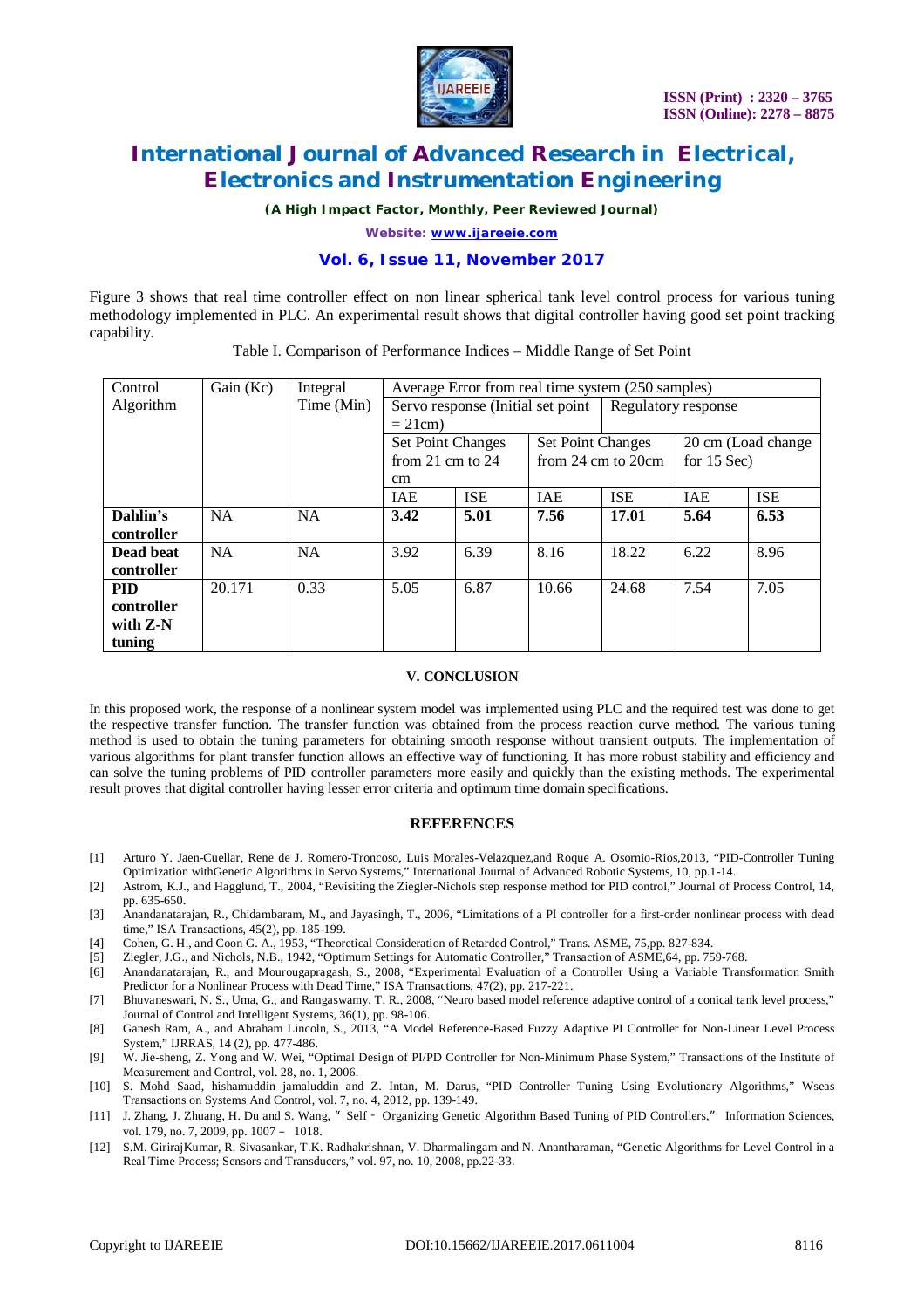Figure 3 shows that real time controller effect on non linear spherical tank level control process for various tuning methodology implemented in PLC. An experimental result shows that digital controller having good set point tracking capability.

Table I. Comparison of Performance Indices – Middle Range of Set Point

| Control Algorithm | Gain (Kc) | Integral Time (Min) | Average Error from real time system (250 samples) | | | | | |
|---|---|---|---|---|---|---|---|---|
| | | | Servo response (Initial set point = 21cm) | | | | Regulatory response | |
| | | | Set Point Changes from 21 cm to 24 cm | | Set Point Changes from 24 cm to 20cm | | 20 cm (Load change for 15 Sec) | |
| | | | IAE | ISE | IAE | ISE | IAE | ISE |
| **Dahlin's controller** | NA | NA | **3.42** | **5.01** | **7.56** | **17.01** | **5.64** | **6.53** |
| **Dead beat controller** | NA | NA | 3.92 | 6.39 | 8.16 | 18.22 | 6.22 | 8.96 |
| **PID controller with Z-N tuning** | 20.171 | 0.33 | 5.05 | 6.87 | 10.66 | 24.68 | 7.54 | 7.05 |

## V. CONCLUSION

In this proposed work, the response of a nonlinear system model was implemented using PLC and the required test was done to get the respective transfer function. The transfer function was obtained from the process reaction curve method. The various tuning method is used to obtain the tuning parameters for obtaining smooth response without transient outputs. The implementation of various algorithms for plant transfer function allows an effective way of functioning. It has more robust stability and efficiency and can solve the tuning problems of PID controller parameters more easily and quickly than the existing methods. The experimental result proves that digital controller having lesser error criteria and optimum time domain specifications.

## REFERENCES

[1] Arturo Y. Jaen-Cuellar, Rene de J. Romero-Troncoso, Luis Morales-Velazquez,and Roque A. Osornio-Rios,2013, "PID-Controller Tuning Optimization withGenetic Algorithms in Servo Systems," International Journal of Advanced Robotic Systems, 10, pp.1-14.

[2] Astrom, K.J., and Hagglund, T., 2004, "Revisiting the Ziegler-Nichols step response method for PID control," Journal of Process Control, 14, pp. 635-650.

[3] Anandanatarajan, R., Chidambaram, M., and Jayasingh, T., 2006, "Limitations of a PI controller for a first-order nonlinear process with dead time," ISA Transactions, 45(2), pp. 185-199.

[4] Cohen, G. H., and Coon G. A., 1953, "Theoretical Consideration of Retarded Control," Trans. ASME, 75,pp. 827-834.

[5] Ziegler, J.G., and Nichols, N.B., 1942, "Optimum Settings for Automatic Controller," Transaction of ASME,64, pp. 759-768.

[6] Anandanatarajan, R., and Mourougapragash, S., 2008, "Experimental Evaluation of a Controller Using a Variable Transformation Smith Predictor for a Nonlinear Process with Dead Time," ISA Transactions, 47(2), pp. 217-221.

[7] Bhuvaneswari, N. S., Uma, G., and Rangaswamy, T. R., 2008, "Neuro based model reference adaptive control of a conical tank level process," Journal of Control and Intelligent Systems, 36(1), pp. 98-106.

[8] Ganesh Ram, A., and Abraham Lincoln, S., 2013, "A Model Reference-Based Fuzzy Adaptive PI Controller for Non-Linear Level Process System," IJRRAS, 14 (2), pp. 477-486.

[9] W. Jie-sheng, Z. Yong and W. Wei, "Optimal Design of PI/PD Controller for Non-Minimum Phase System," Transactions of the Institute of Measurement and Control, vol. 28, no. 1, 2006.

[10] S. Mohd Saad, hishamuddin jamaluddin and Z. Intan, M. Darus, "PID Controller Tuning Using Evolutionary Algorithms," Wseas Transactions on Systems And Control, vol. 7, no. 4, 2012, pp. 139-149.

[11] J. Zhang, J. Zhuang, H. Du and S. Wang, " Self‐Organizing Genetic Algorithm Based Tuning of PID Controllers," Information Sciences, vol. 179, no. 7, 2009, pp. 1007 – 1018.

[12] S.M. GirirajKumar, R. Sivasankar, T.K. Radhakrishnan, V. Dharmalingam and N. Anantharaman, "Genetic Algorithms for Level Control in a Real Time Process; Sensors and Transducers," vol. 97, no. 10, 2008, pp.22-33.